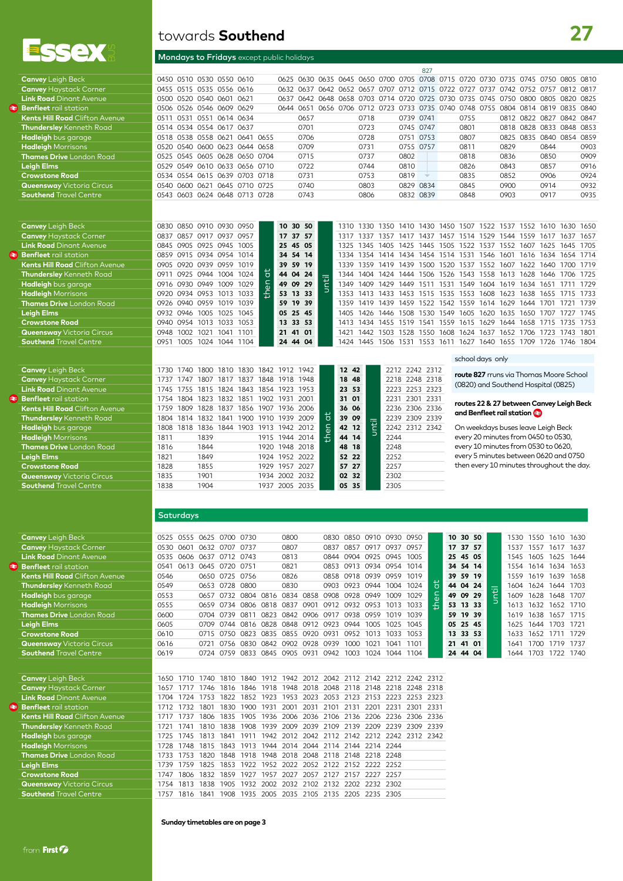# towards **Southend** — 27

## Mondays to Fridays except public holidays

| Stop | | | | | | | | | | | | | | 827 | | | | | | | | |
|---|---|---|---|---|---|---|---|---|---|---|---|---|---|---|---|---|---|---|---|---|---|---|
| **Canvey** Leigh Beck | 0450 | 0510 | 0530 | 0550 | 0610 | | 0625 | 0630 | 0635 | 0645 | 0650 | 0700 | 0705 | 0708 | 0715 | 0720 | 0730 | 0735 | 0745 | 0750 | 0805 | 0810 |
| **Canvey** Haystack Corner | 0455 | 0515 | 0535 | 0556 | 0616 | | 0632 | 0637 | 0642 | 0652 | 0657 | 0707 | 0712 | 0715 | 0722 | 0727 | 0737 | 0742 | 0752 | 0757 | 0812 | 0817 |
| **Link Road** Dinant Avenue | 0500 | 0520 | 0540 | 0601 | 0621 | | 0637 | 0642 | 0648 | 0658 | 0703 | 0714 | 0720 | 0725 | 0730 | 0735 | 0745 | 0750 | 0800 | 0805 | 0820 | 0825 |
| **Benfleet** rail station | 0506 | 0526 | 0546 | 0609 | 0629 | | 0644 | 0651 | 0656 | 0706 | 0712 | 0723 | 0733 | 0735 | 0740 | 0748 | 0755 | 0804 | 0814 | 0819 | 0835 | 0840 |
| **Kents Hill Road** Clifton Avenue | 0511 | 0531 | 0551 | 0614 | 0634 | | | 0657 | | | 0718 | | 0739 | 0741 | | 0755 | | 0812 | 0822 | 0827 | 0842 | 0847 |
| **Thundersley** Kenneth Road | 0514 | 0534 | 0554 | 0617 | 0637 | | | 0701 | | | 0723 | | 0745 | 0747 | | 0801 | | 0818 | 0828 | 0833 | 0848 | 0853 |
| **Hadleigh** bus garage | 0518 | 0538 | 0558 | 0621 | 0641 | 0655 | | 0706 | | | 0728 | | 0751 | 0753 | | 0807 | | 0825 | 0835 | 0840 | 0854 | 0859 |
| **Hadleigh** Morrisons | 0520 | 0540 | 0600 | 0623 | 0644 | 0658 | | 0709 | | | 0731 | | 0755 | 0757 | | 0811 | | 0829 | | 0844 | | 0903 |
| **Thames Drive** London Road | 0525 | 0545 | 0605 | 0628 | 0650 | 0704 | | 0715 | | | 0737 | | 0802 | | | 0818 | | 0836 | | 0850 | | 0909 |
| **Leigh Elms** | 0529 | 0549 | 0610 | 0633 | 0656 | 0710 | | 0722 | | | 0744 | | 0810 | | | 0826 | | 0843 | | 0857 | | 0916 |
| **Crowstone Road** | 0534 | 0554 | 0615 | 0639 | 0703 | 0718 | | 0731 | | | 0753 | | 0819 | ↓ | | 0835 | | 0852 | | 0906 | | 0924 |
| **Queensway** Victoria Circus | 0540 | 0600 | 0621 | 0645 | 0710 | 0725 | | 0740 | | | 0803 | | 0829 | 0834 | | 0845 | | 0900 | | 0914 | | 0932 |
| **Southend** Travel Centre | 0543 | 0603 | 0624 | 0648 | 0713 | 0728 | | 0743 | | | 0806 | | 0832 | 0839 | | 0848 | | 0903 | | 0917 | | 0935 |

| Stop | | | | | | | | | | | | | | | | | | | | | | | |
|---|---|---|---|---|---|---|---|---|---|---|---|---|---|---|---|---|---|---|---|---|---|---|---|
| **Canvey** Leigh Beck | 0830 | 0850 | 0910 | 0930 | 0950 | then at | 10 | 30 | 50 | until | 1310 | 1330 | 1350 | 1410 | 1430 | 1450 | 1507 | 1522 | 1537 | 1552 | 1610 | 1630 | 1650 |
| **Canvey** Haystack Corner | 0837 | 0857 | 0917 | 0937 | 0957 | | 17 | 37 | 57 | | 1317 | 1337 | 1357 | 1417 | 1437 | 1457 | 1514 | 1529 | 1544 | 1559 | 1617 | 1637 | 1657 |
| **Link Road** Dinant Avenue | 0845 | 0905 | 0925 | 0945 | 1005 | | 25 | 45 | 05 | | 1325 | 1345 | 1405 | 1425 | 1445 | 1505 | 1522 | 1537 | 1552 | 1607 | 1625 | 1645 | 1705 |
| **Benfleet** rail station | 0859 | 0915 | 0934 | 0954 | 1014 | | 34 | 54 | 14 | | 1334 | 1354 | 1414 | 1434 | 1454 | 1514 | 1531 | 1546 | 1601 | 1616 | 1634 | 1654 | 1714 |
| **Kents Hill Road** Clifton Avenue | 0905 | 0920 | 0939 | 0959 | 1019 | | 39 | 59 | 19 | | 1339 | 1359 | 1419 | 1439 | 1500 | 1520 | 1537 | 1552 | 1607 | 1622 | 1640 | 1700 | 1719 |
| **Thundersley** Kenneth Road | 0911 | 0925 | 0944 | 1004 | 1024 | | 44 | 04 | 24 | | 1344 | 1404 | 1424 | 1444 | 1506 | 1526 | 1543 | 1558 | 1613 | 1628 | 1646 | 1706 | 1725 |
| **Hadleigh** bus garage | 0916 | 0930 | 0949 | 1009 | 1029 | | 49 | 09 | 29 | | 1349 | 1409 | 1429 | 1449 | 1511 | 1531 | 1549 | 1604 | 1619 | 1634 | 1651 | 1711 | 1729 |
| **Hadleigh** Morrisons | 0920 | 0934 | 0953 | 1013 | 1033 | | 53 | 13 | 33 | | 1353 | 1413 | 1433 | 1453 | 1515 | 1535 | 1553 | 1608 | 1623 | 1638 | 1655 | 1715 | 1733 |
| **Thames Drive** London Road | 0926 | 0940 | 0959 | 1019 | 1039 | | 59 | 19 | 39 | | 1359 | 1419 | 1439 | 1459 | 1522 | 1542 | 1559 | 1614 | 1629 | 1644 | 1701 | 1721 | 1739 |
| **Leigh Elms** | 0932 | 0946 | 1005 | 1025 | 1045 | | 05 | 25 | 45 | | 1405 | 1426 | 1446 | 1508 | 1530 | 1549 | 1605 | 1620 | 1635 | 1650 | 1707 | 1727 | 1745 |
| **Crowstone Road** | 0940 | 0954 | 1013 | 1033 | 1053 | | 13 | 33 | 53 | | 1413 | 1434 | 1455 | 1519 | 1541 | 1559 | 1615 | 1629 | 1644 | 1658 | 1715 | 1735 | 1753 |
| **Queensway** Victoria Circus | 0948 | 1002 | 1021 | 1041 | 1101 | | 21 | 41 | 01 | | 1421 | 1442 | 1503 | 1528 | 1550 | 1608 | 1624 | 1637 | 1652 | 1706 | 1723 | 1743 | 1801 |
| **Southend** Travel Centre | 0951 | 1005 | 1024 | 1044 | 1104 | | 24 | 44 | 04 | | 1424 | 1445 | 1506 | 1531 | 1553 | 1611 | 1627 | 1640 | 1655 | 1709 | 1726 | 1746 | 1804 |

| Stop | | | | | | | | | | | | | | | |
|---|---|---|---|---|---|---|---|---|---|---|---|---|---|---|---|
| **Canvey** Leigh Beck | 1730 | 1740 | 1800 | 1810 | 1830 | 1842 | 1912 | 1942 | then at | 12 | 42 | until | 2212 | 2242 | 2312 |
| **Canvey** Haystack Corner | 1737 | 1747 | 1807 | 1817 | 1837 | 1848 | 1918 | 1948 | | 18 | 48 | | 2218 | 2248 | 2318 |
| **Link Road** Dinant Avenue | 1745 | 1755 | 1815 | 1824 | 1843 | 1854 | 1923 | 1953 | | 23 | 53 | | 2223 | 2253 | 2323 |
| **Benfleet** rail station | 1754 | 1804 | 1823 | 1832 | 1851 | 1902 | 1931 | 2001 | | 31 | 01 | | 2231 | 2301 | 2331 |
| **Kents Hill Road** Clifton Avenue | 1759 | 1809 | 1828 | 1837 | 1856 | 1907 | 1936 | 2006 | | 36 | 06 | | 2236 | 2306 | 2336 |
| **Thundersley** Kenneth Road | 1804 | 1814 | 1832 | 1841 | 1900 | 1910 | 1939 | 2009 | | 39 | 09 | | 2239 | 2309 | 2339 |
| **Hadleigh** bus garage | 1808 | 1818 | 1836 | 1844 | 1903 | 1913 | 1942 | 2012 | | 42 | 12 | | 2242 | 2312 | 2342 |
| **Hadleigh** Morrisons | 1811 | | 1839 | | | 1915 | 1944 | 2014 | | 44 | 14 | | 2244 | | |
| **Thames Drive** London Road | 1816 | | 1844 | | | 1920 | 1948 | 2018 | | 48 | 18 | | 2248 | | |
| **Leigh Elms** | 1821 | | 1849 | | | 1924 | 1952 | 2022 | | 52 | 22 | | 2252 | | |
| **Crowstone Road** | 1828 | | 1855 | | | 1929 | 1957 | 2027 | | 57 | 27 | | 2257 | | |
| **Queensway** Victoria Circus | 1835 | | 1901 | | | 1934 | 2002 | 2032 | | 02 | 32 | | 2302 | | |
| **Southend** Travel Centre | 1838 | | 1904 | | | 1937 | 2005 | 2035 | | 05 | 35 | | 2305 | | |

school days only

**route 827** rruns via Thomas Moore School (0820) and Southend Hospital (0825)

**routes 22 & 27 between Canvey Leigh Beck and Benfleet rail station**

On weekdays buses leave Leigh Beck every 20 minutes from 0450 to 0530, every 10 minutes from 0530 to 0620, every 5 minutes between 0620 and 0750 then every 10 minutes throughout the day.

## Saturdays

| Stop | | | | | | | | | | | | | | | | | | | | | | |
|---|---|---|---|---|---|---|---|---|---|---|---|---|---|---|---|---|---|---|---|---|---|---|
| **Canvey** Leigh Beck | 0525 | 0555 | 0625 | 0700 | 0730 | | 0800 | | 0830 | 0850 | 0910 | 0930 | 0950 | then at | 10 | 30 | 50 | until | 1530 | 1550 | 1610 | 1630 |
| **Canvey** Haystack Corner | 0530 | 0601 | 0632 | 0707 | 0737 | | 0807 | | 0837 | 0857 | 0917 | 0937 | 0957 | | 17 | 37 | 57 | | 1537 | 1557 | 1617 | 1637 |
| **Link Road** Dinant Avenue | 0535 | 0606 | 0637 | 0712 | 0743 | | 0813 | | 0844 | 0904 | 0925 | 0945 | 1005 | | 25 | 45 | 05 | | 1545 | 1605 | 1625 | 1644 |
| **Benfleet** rail station | 0541 | 0613 | 0645 | 0720 | 0751 | | 0821 | | 0853 | 0913 | 0934 | 0954 | 1014 | | 34 | 54 | 14 | | 1554 | 1614 | 1634 | 1653 |
| **Kents Hill Road** Clifton Avenue | 0546 | | 0650 | 0725 | 0756 | | 0826 | | 0858 | 0918 | 0939 | 0959 | 1019 | | 39 | 59 | 19 | | 1559 | 1619 | 1639 | 1658 |
| **Thundersley** Kenneth Road | 0549 | | 0653 | 0728 | 0800 | | 0830 | | 0903 | 0923 | 0944 | 1004 | 1024 | | 44 | 04 | 24 | | 1604 | 1624 | 1644 | 1703 |
| **Hadleigh** bus garage | 0553 | | 0657 | 0732 | 0804 | 0816 | 0834 | 0858 | 0908 | 0928 | 0949 | 1009 | 1029 | | 49 | 09 | 29 | | 1609 | 1628 | 1648 | 1707 |
| **Hadleigh** Morrisons | 0555 | | 0659 | 0734 | 0806 | 0818 | 0837 | 0901 | 0912 | 0932 | 0953 | 1013 | 1033 | | 53 | 13 | 33 | | 1613 | 1632 | 1652 | 1710 |
| **Thames Drive** London Road | 0600 | | 0704 | 0739 | 0811 | 0823 | 0842 | 0906 | 0917 | 0938 | 0959 | 1019 | 1039 | | 59 | 19 | 39 | | 1619 | 1638 | 1657 | 1715 |
| **Leigh Elms** | 0605 | | 0709 | 0744 | 0816 | 0828 | 0848 | 0912 | 0923 | 0944 | 1005 | 1025 | 1045 | | 05 | 25 | 45 | | 1625 | 1644 | 1703 | 1721 |
| **Crowstone Road** | 0610 | | 0715 | 0750 | 0823 | 0835 | 0855 | 0920 | 0931 | 0952 | 1013 | 1033 | 1053 | | 13 | 33 | 53 | | 1633 | 1652 | 1711 | 1729 |
| **Queensway** Victoria Circus | 0616 | | 0721 | 0756 | 0830 | 0842 | 0902 | 0928 | 0939 | 1000 | 1021 | 1041 | 1101 | | 21 | 41 | 01 | | 1641 | 1700 | 1719 | 1737 |
| **Southend** Travel Centre | 0619 | | 0724 | 0759 | 0833 | 0845 | 0905 | 0931 | 0942 | 1003 | 1024 | 1044 | 1104 | | 24 | 44 | 04 | | 1644 | 1703 | 1722 | 1740 |

| Stop | | | | | | | | | | | | | | |
|---|---|---|---|---|---|---|---|---|---|---|---|---|---|---|
| **Canvey** Leigh Beck | 1650 | 1710 | 1740 | 1810 | 1840 | 1912 | 1942 | 2012 | 2042 | 2112 | 2142 | 2212 | 2242 | 2312 |
| **Canvey** Haystack Corner | 1657 | 1717 | 1746 | 1816 | 1846 | 1918 | 1948 | 2018 | 2048 | 2118 | 2148 | 2218 | 2248 | 2318 |
| **Link Road** Dinant Avenue | 1704 | 1724 | 1753 | 1822 | 1852 | 1923 | 1953 | 2023 | 2053 | 2123 | 2153 | 2223 | 2253 | 2323 |
| **Benfleet** rail station | 1712 | 1732 | 1801 | 1830 | 1900 | 1931 | 2001 | 2031 | 2101 | 2131 | 2201 | 2231 | 2301 | 2331 |
| **Kents Hill Road** Clifton Avenue | 1717 | 1737 | 1806 | 1835 | 1905 | 1936 | 2006 | 2036 | 2106 | 2136 | 2206 | 2236 | 2306 | 2336 |
| **Thundersley** Kenneth Road | 1721 | 1741 | 1810 | 1838 | 1908 | 1939 | 2009 | 2039 | 2109 | 2139 | 2209 | 2239 | 2309 | 2339 |
| **Hadleigh** bus garage | 1725 | 1745 | 1813 | 1841 | 1911 | 1942 | 2012 | 2042 | 2112 | 2142 | 2212 | 2242 | 2312 | 2342 |
| **Hadleigh** Morrisons | 1728 | 1748 | 1815 | 1843 | 1913 | 1944 | 2014 | 2044 | 2114 | 2144 | 2214 | 2244 | | |
| **Thames Drive** London Road | 1733 | 1753 | 1820 | 1848 | 1918 | 1948 | 2018 | 2048 | 2118 | 2148 | 2218 | 2248 | | |
| **Leigh Elms** | 1739 | 1759 | 1825 | 1853 | 1922 | 1952 | 2022 | 2052 | 2122 | 2152 | 2222 | 2252 | | |
| **Crowstone Road** | 1747 | 1806 | 1832 | 1859 | 1927 | 1957 | 2027 | 2057 | 2127 | 2157 | 2227 | 2257 | | |
| **Queensway** Victoria Circus | 1754 | 1813 | 1838 | 1905 | 1932 | 2002 | 2032 | 2102 | 2132 | 2202 | 2232 | 2302 | | |
| **Southend** Travel Centre | 1757 | 1816 | 1841 | 1908 | 1935 | 2005 | 2035 | 2105 | 2135 | 2205 | 2235 | 2305 | | |

**Sunday timetables are on page 3**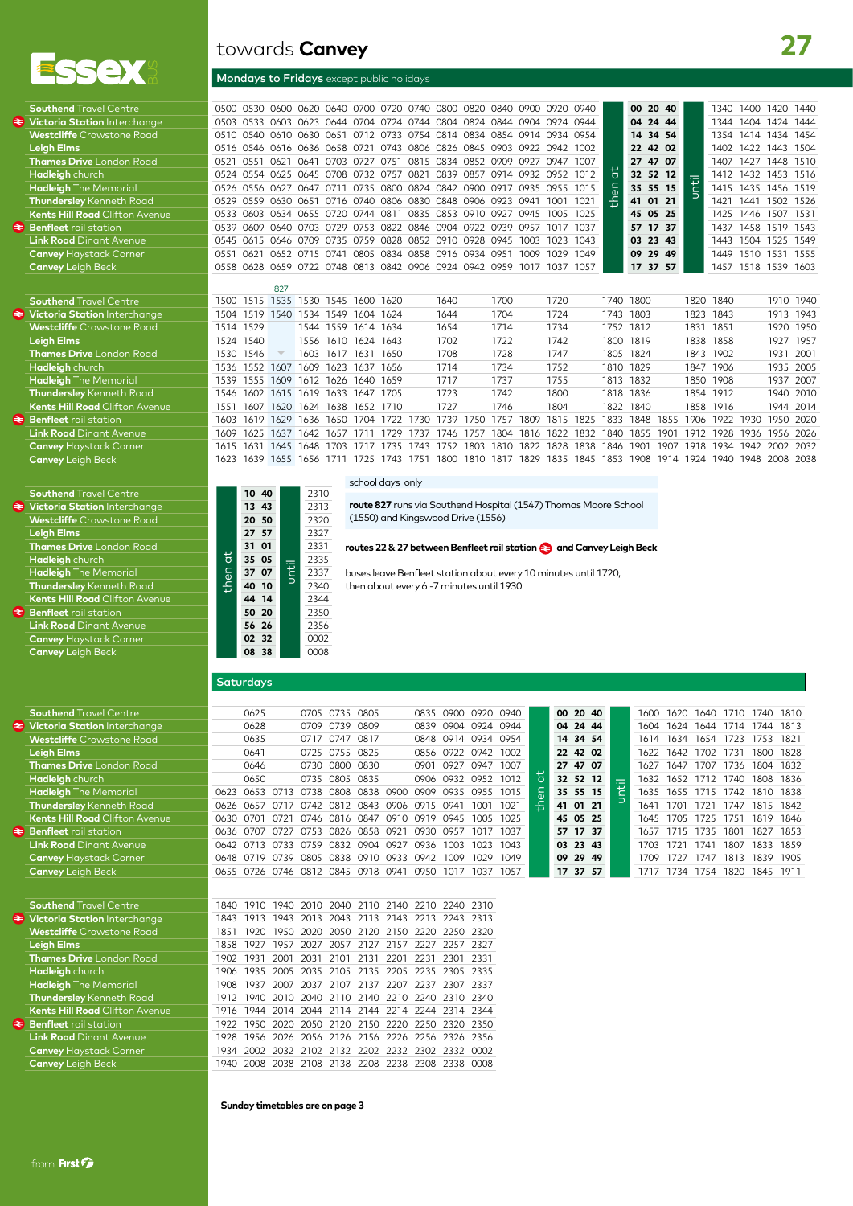# towards **Canvey** — 27

## Mondays to Fridays except public holidays

| Stop | | | | | | | | | | | | | | | then at | | | | until | | | | |
|---|---|---|---|---|---|---|---|---|---|---|---|---|---|---|---|---|---|---|---|---|---|---|---|
| **Southend** Travel Centre | 0500 | 0530 | 0600 | 0620 | 0640 | 0700 | 0720 | 0740 | 0800 | 0820 | 0840 | 0900 | 0920 | 0940 | | 00 | 20 | 40 | | 1340 | 1400 | 1420 | 1440 |
| **Victoria Station** Interchange | 0503 | 0533 | 0603 | 0623 | 0644 | 0704 | 0724 | 0744 | 0804 | 0824 | 0844 | 0904 | 0924 | 0944 | | 04 | 24 | 44 | | 1344 | 1404 | 1424 | 1444 |
| **Westcliffe** Crowstone Road | 0510 | 0540 | 0610 | 0630 | 0651 | 0712 | 0733 | 0754 | 0814 | 0834 | 0854 | 0914 | 0934 | 0954 | | 14 | 34 | 54 | | 1354 | 1414 | 1434 | 1454 |
| **Leigh Elms** | 0516 | 0546 | 0616 | 0636 | 0658 | 0721 | 0743 | 0806 | 0826 | 0845 | 0903 | 0922 | 0942 | 1002 | | 22 | 42 | 02 | | 1402 | 1422 | 1443 | 1504 |
| **Thames Drive** London Road | 0521 | 0551 | 0621 | 0641 | 0703 | 0727 | 0751 | 0815 | 0834 | 0852 | 0909 | 0927 | 0947 | 1007 | | 27 | 47 | 07 | | 1407 | 1427 | 1448 | 1510 |
| **Hadleigh** church | 0524 | 0554 | 0625 | 0645 | 0708 | 0732 | 0757 | 0821 | 0839 | 0857 | 0914 | 0932 | 0952 | 1012 | | 32 | 52 | 12 | | 1412 | 1432 | 1453 | 1516 |
| **Hadleigh** The Memorial | 0526 | 0556 | 0627 | 0647 | 0711 | 0735 | 0800 | 0824 | 0842 | 0900 | 0917 | 0935 | 0955 | 1015 | | 35 | 55 | 15 | | 1415 | 1435 | 1456 | 1519 |
| **Thundersley** Kenneth Road | 0529 | 0559 | 0630 | 0651 | 0716 | 0740 | 0806 | 0830 | 0848 | 0906 | 0923 | 0941 | 1001 | 1021 | | 41 | 01 | 21 | | 1421 | 1441 | 1502 | 1526 |
| **Kents Hill Road** Clifton Avenue | 0533 | 0603 | 0634 | 0655 | 0720 | 0744 | 0811 | 0835 | 0853 | 0910 | 0927 | 0945 | 1005 | 1025 | | 45 | 05 | 25 | | 1425 | 1446 | 1507 | 1531 |
| **Benfleet** rail station | 0539 | 0609 | 0640 | 0703 | 0729 | 0753 | 0822 | 0846 | 0904 | 0922 | 0939 | 0957 | 1017 | 1037 | | 57 | 17 | 37 | | 1437 | 1458 | 1519 | 1543 |
| **Link Road** Dinant Avenue | 0545 | 0615 | 0646 | 0709 | 0735 | 0759 | 0828 | 0852 | 0910 | 0928 | 0945 | 1003 | 1023 | 1043 | | 03 | 23 | 43 | | 1443 | 1504 | 1525 | 1549 |
| **Canvey** Haystack Corner | 0551 | 0621 | 0652 | 0715 | 0741 | 0805 | 0834 | 0858 | 0916 | 0934 | 0951 | 1009 | 1029 | 1049 | | 09 | 29 | 49 | | 1449 | 1510 | 1531 | 1555 |
| **Canvey** Leigh Beck | 0558 | 0628 | 0659 | 0722 | 0748 | 0813 | 0842 | 0906 | 0924 | 0942 | 0959 | 1017 | 1037 | 1057 | | 17 | 37 | 57 | | 1457 | 1518 | 1539 | 1603 |

| Stop | | | 827 | | | | | | | | | | | | | | | | | | | |
|---|---|---|---|---|---|---|---|---|---|---|---|---|---|---|---|---|---|---|---|---|---|---|
| **Southend** Travel Centre | 1500 | 1515 | 1535 | 1530 | 1545 | 1600 | 1620 | | 1640 | | 1700 | | 1720 | | 1740 | 1800 | | 1820 | 1840 | | 1910 | 1940 |
| **Victoria Station** Interchange | 1504 | 1519 | 1540 | 1534 | 1549 | 1604 | 1624 | | 1644 | | 1704 | | 1724 | | 1743 | 1803 | | 1823 | 1843 | | 1913 | 1943 |
| **Westcliffe** Crowstone Road | 1514 | 1529 | | 1544 | 1559 | 1614 | 1634 | | 1654 | | 1714 | | 1734 | | 1752 | 1812 | | 1831 | 1851 | | 1920 | 1950 |
| **Leigh Elms** | 1524 | 1540 | | 1556 | 1610 | 1624 | 1643 | | 1702 | | 1722 | | 1742 | | 1800 | 1819 | | 1838 | 1858 | | 1927 | 1957 |
| **Thames Drive** London Road | 1530 | 1546 | ↓ | 1603 | 1617 | 1631 | 1650 | | 1708 | | 1728 | | 1747 | | 1805 | 1824 | | 1843 | 1902 | | 1931 | 2001 |
| **Hadleigh** church | 1536 | 1552 | 1607 | 1609 | 1623 | 1637 | 1656 | | 1714 | | 1734 | | 1752 | | 1810 | 1829 | | 1847 | 1906 | | 1935 | 2005 |
| **Hadleigh** The Memorial | 1539 | 1555 | 1609 | 1612 | 1626 | 1640 | 1659 | | 1717 | | 1737 | | 1755 | | 1813 | 1832 | | 1850 | 1908 | | 1937 | 2007 |
| **Thundersley** Kenneth Road | 1546 | 1602 | 1615 | 1619 | 1633 | 1647 | 1705 | | 1723 | | 1742 | | 1800 | | 1818 | 1836 | | 1854 | 1912 | | 1940 | 2010 |
| **Kents Hill Road** Clifton Avenue | 1551 | 1607 | 1620 | 1624 | 1638 | 1652 | 1710 | | 1727 | | 1746 | | 1804 | | 1822 | 1840 | | 1858 | 1916 | | 1944 | 2014 |
| **Benfleet** rail station | 1603 | 1619 | 1629 | 1636 | 1650 | 1704 | 1722 | 1730 | 1739 | 1750 | 1757 | 1809 | 1815 | 1825 | 1833 | 1848 | 1855 | 1906 | 1922 | 1930 | 1950 | 2020 |
| **Link Road** Dinant Avenue | 1609 | 1625 | 1637 | 1642 | 1657 | 1711 | 1729 | 1737 | 1746 | 1757 | 1804 | 1816 | 1822 | 1832 | 1840 | 1855 | 1901 | 1912 | 1928 | 1936 | 1956 | 2026 |
| **Canvey** Haystack Corner | 1615 | 1631 | 1645 | 1648 | 1703 | 1717 | 1735 | 1743 | 1752 | 1803 | 1810 | 1822 | 1828 | 1838 | 1846 | 1901 | 1907 | 1918 | 1934 | 1942 | 2002 | 2032 |
| **Canvey** Leigh Beck | 1623 | 1639 | 1655 | 1656 | 1711 | 1725 | 1743 | 1751 | 1800 | 1810 | 1817 | 1829 | 1835 | 1845 | 1853 | 1908 | 1914 | 1924 | 1940 | 1948 | 2008 | 2038 |

| Stop | then at | | | until | |
|---|---|---|---|---|---|
| **Southend** Travel Centre | | 10 | 40 | | 2310 |
| **Victoria Station** Interchange | | 13 | 43 | | 2313 |
| **Westcliffe** Crowstone Road | | 20 | 50 | | 2320 |
| **Leigh Elms** | | 27 | 57 | | 2327 |
| **Thames Drive** London Road | | 31 | 01 | | 2331 |
| **Hadleigh** church | | 35 | 05 | | 2335 |
| **Hadleigh** The Memorial | | 37 | 07 | | 2337 |
| **Thundersley** Kenneth Road | | 40 | 10 | | 2340 |
| **Kents Hill Road** Clifton Avenue | | 44 | 14 | | 2344 |
| **Benfleet** rail station | | 50 | 20 | | 2350 |
| **Link Road** Dinant Avenue | | 56 | 26 | | 2356 |
| **Canvey** Haystack Corner | | 02 | 32 | | 0002 |
| **Canvey** Leigh Beck | | 08 | 38 | | 0008 |

school days only

**route 827** runs via Southend Hospital (1547) Thomas Moore School (1550) and Kingswood Drive (1556)

**routes 22 & 27 between Benfleet rail station and Canvey Leigh Beck**

buses leave Benfleet station about every 10 minutes until 1720, then about every 6 -7 minutes until 1930

## Saturdays

| Stop | | | | | | | | | | | | then at | | | | until | | | | | | |
|---|---|---|---|---|---|---|---|---|---|---|---|---|---|---|---|---|---|---|---|---|---|---|
| **Southend** Travel Centre | | 0625 | | 0705 | 0735 | 0805 | | 0835 | 0900 | 0920 | 0940 | | 00 | 20 | 40 | | 1600 | 1620 | 1640 | 1710 | 1740 | 1810 |
| **Victoria Station** Interchange | | 0628 | | 0709 | 0739 | 0809 | | 0839 | 0904 | 0924 | 0944 | | 04 | 24 | 44 | | 1604 | 1624 | 1644 | 1714 | 1744 | 1813 |
| **Westcliffe** Crowstone Road | | 0635 | | 0717 | 0747 | 0817 | | 0848 | 0914 | 0934 | 0954 | | 14 | 34 | 54 | | 1614 | 1634 | 1654 | 1723 | 1753 | 1821 |
| **Leigh Elms** | | 0641 | | 0725 | 0755 | 0825 | | 0856 | 0922 | 0942 | 1002 | | 22 | 42 | 02 | | 1622 | 1642 | 1702 | 1731 | 1800 | 1828 |
| **Thames Drive** London Road | | 0646 | | 0730 | 0800 | 0830 | | 0901 | 0927 | 0947 | 1007 | | 27 | 47 | 07 | | 1627 | 1647 | 1707 | 1736 | 1804 | 1832 |
| **Hadleigh** church | | 0650 | | 0735 | 0805 | 0835 | | 0906 | 0932 | 0952 | 1012 | | 32 | 52 | 12 | | 1632 | 1652 | 1712 | 1740 | 1808 | 1836 |
| **Hadleigh** The Memorial | 0623 | 0653 | 0713 | 0738 | 0808 | 0838 | 0900 | 0909 | 0935 | 0955 | 1015 | | 35 | 55 | 15 | | 1635 | 1655 | 1715 | 1742 | 1810 | 1838 |
| **Thundersley** Kenneth Road | 0626 | 0657 | 0717 | 0742 | 0812 | 0843 | 0906 | 0915 | 0941 | 1001 | 1021 | | 41 | 01 | 21 | | 1641 | 1701 | 1721 | 1747 | 1815 | 1842 |
| **Kents Hill Road** Clifton Avenue | 0630 | 0701 | 0721 | 0746 | 0816 | 0847 | 0910 | 0919 | 0945 | 1005 | 1025 | | 45 | 05 | 25 | | 1645 | 1705 | 1725 | 1751 | 1819 | 1846 |
| **Benfleet** rail station | 0636 | 0707 | 0727 | 0753 | 0826 | 0858 | 0921 | 0930 | 0957 | 1017 | 1037 | | 57 | 17 | 37 | | 1657 | 1715 | 1735 | 1801 | 1827 | 1853 |
| **Link Road** Dinant Avenue | 0642 | 0713 | 0733 | 0759 | 0832 | 0904 | 0927 | 0936 | 1003 | 1023 | 1043 | | 03 | 23 | 43 | | 1703 | 1721 | 1741 | 1807 | 1833 | 1859 |
| **Canvey** Haystack Corner | 0648 | 0719 | 0739 | 0805 | 0838 | 0910 | 0933 | 0942 | 1009 | 1029 | 1049 | | 09 | 29 | 49 | | 1709 | 1727 | 1747 | 1813 | 1839 | 1905 |
| **Canvey** Leigh Beck | 0655 | 0726 | 0746 | 0812 | 0845 | 0918 | 0941 | 0950 | 1017 | 1037 | 1057 | | 17 | 37 | 57 | | 1717 | 1734 | 1754 | 1820 | 1845 | 1911 |

| Stop | | | | | | | | | | |
|---|---|---|---|---|---|---|---|---|---|---|
| **Southend** Travel Centre | 1840 | 1910 | 1940 | 2010 | 2040 | 2110 | 2140 | 2210 | 2240 | 2310 |
| **Victoria Station** Interchange | 1843 | 1913 | 1943 | 2013 | 2043 | 2113 | 2143 | 2213 | 2243 | 2313 |
| **Westcliffe** Crowstone Road | 1851 | 1920 | 1950 | 2020 | 2050 | 2120 | 2150 | 2220 | 2250 | 2320 |
| **Leigh Elms** | 1858 | 1927 | 1957 | 2027 | 2057 | 2127 | 2157 | 2227 | 2257 | 2327 |
| **Thames Drive** London Road | 1902 | 1931 | 2001 | 2031 | 2101 | 2131 | 2201 | 2231 | 2301 | 2331 |
| **Hadleigh** church | 1906 | 1935 | 2005 | 2035 | 2105 | 2135 | 2205 | 2235 | 2305 | 2335 |
| **Hadleigh** The Memorial | 1908 | 1937 | 2007 | 2037 | 2107 | 2137 | 2207 | 2237 | 2307 | 2337 |
| **Thundersley** Kenneth Road | 1912 | 1940 | 2010 | 2040 | 2110 | 2140 | 2210 | 2240 | 2310 | 2340 |
| **Kents Hill Road** Clifton Avenue | 1916 | 1944 | 2014 | 2044 | 2114 | 2144 | 2214 | 2244 | 2314 | 2344 |
| **Benfleet** rail station | 1922 | 1950 | 2020 | 2050 | 2120 | 2150 | 2220 | 2250 | 2320 | 2350 |
| **Link Road** Dinant Avenue | 1928 | 1956 | 2026 | 2056 | 2126 | 2156 | 2226 | 2256 | 2326 | 2356 |
| **Canvey** Haystack Corner | 1934 | 2002 | 2032 | 2102 | 2132 | 2202 | 2232 | 2302 | 2332 | 0002 |
| **Canvey** Leigh Beck | 1940 | 2008 | 2038 | 2108 | 2138 | 2208 | 2238 | 2308 | 2338 | 0008 |

**Sunday timetables are on page 3**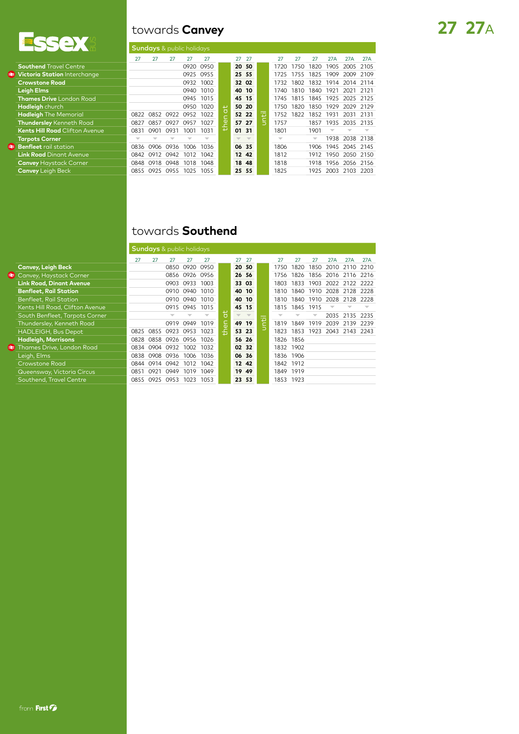# 27 27A

## towards **Canvey**

**Sundays** & public holidays

| | 27 | 27 | 27 | 27 | 27 | | 27 | 27 | | 27 | 27 | 27 | 27A | 27A | 27A |
|---|---|---|---|---|---|---|---|---|---|---|---|---|---|---|---|
| **Southend** Travel Centre | | | | 0920 | 0950 | then at | 20 | 50 | until | 1720 | 1750 | 1820 | 1905 | 2005 | 2105 |
| **Victoria Station** Interchange | | | | 0925 | 0955 | | 25 | 55 | | 1725 | 1755 | 1825 | 1909 | 2009 | 2109 |
| **Crowstone Road** | | | | 0932 | 1002 | | 32 | 02 | | 1732 | 1802 | 1832 | 1914 | 2014 | 2114 |
| **Leigh Elms** | | | | 0940 | 1010 | | 40 | 10 | | 1740 | 1810 | 1840 | 1921 | 2021 | 2121 |
| **Thames Drive** London Road | | | | 0945 | 1015 | | 45 | 15 | | 1745 | 1815 | 1845 | 1925 | 2025 | 2125 |
| **Hadleigh** church | | | | 0950 | 1020 | | 50 | 20 | | 1750 | 1820 | 1850 | 1929 | 2029 | 2129 |
| **Hadleigh** The Memorial | 0822 | 0852 | 0922 | 0952 | 1022 | | 52 | 22 | | 1752 | 1822 | 1852 | 1931 | 2031 | 2131 |
| **Thundersley** Kenneth Road | 0827 | 0857 | 0927 | 0957 | 1027 | | 57 | 27 | | 1757 | | 1857 | 1935 | 2035 | 2135 |
| **Kents Hill Road** Clifton Avenue | 0831 | 0901 | 0931 | 1001 | 1031 | | 01 | 31 | | 1801 | | 1901 | ▼ | ▼ | ▼ |
| **Tarpots Corner** | ▼ | ▼ | ▼ | ▼ | ▼ | | ▼ | ▼ | | ▼ | | ▼ | 1938 | 2038 | 2138 |
| **Benfleet** rail station | 0836 | 0906 | 0936 | 1006 | 1036 | | 06 | 35 | | 1806 | | 1906 | 1945 | 2045 | 2145 |
| **Link Road** Dinant Avenue | 0842 | 0912 | 0942 | 1012 | 1042 | | 12 | 42 | | 1812 | | 1912 | 1950 | 2050 | 2150 |
| **Canvey** Haystack Corner | 0848 | 0918 | 0948 | 1018 | 1048 | | 18 | 48 | | 1818 | | 1918 | 1956 | 2056 | 2156 |
| **Canvey** Leigh Beck | 0855 | 0925 | 0955 | 1025 | 1055 | | 25 | 55 | | 1825 | | 1925 | 2003 | 2103 | 2203 |

## towards **Southend**

**Sundays** & public holidays

| | 27 | 27 | 27 | 27 | 27 | | 27 | 27 | | 27 | 27 | 27 | 27A | 27A | 27A |
|---|---|---|---|---|---|---|---|---|---|---|---|---|---|---|---|
| **Canvey, Leigh Beck** | | | 0850 | 0920 | 0950 | then at | 20 | 50 | until | 1750 | 1820 | 1850 | 2010 | 2110 | 2210 |
| Canvey, Haystack Corner | | | 0856 | 0926 | 0956 | | 26 | 56 | | 1756 | 1826 | 1856 | 2016 | 2116 | 2216 |
| **Link Road, Dinant Avenue** | | | 0903 | 0933 | 1003 | | 33 | 03 | | 1803 | 1833 | 1903 | 2022 | 2122 | 2222 |
| **Benfleet, Rail Station** | | | 0910 | 0940 | 1010 | | 40 | 10 | | 1810 | 1840 | 1910 | 2028 | 2128 | 2228 |
| Benfleet, Rail Station | | | 0910 | 0940 | 1010 | | 40 | 10 | | 1810 | 1840 | 1910 | 2028 | 2128 | 2228 |
| Kents Hill Road, Clifton Avenue | | | 0915 | 0945 | 1015 | | 45 | 15 | | 1815 | 1845 | 1915 | ▼ | ▼ | ▼ |
| South Benfleet, Tarpots Corner | | | ▼ | ▼ | ▼ | | ▼ | ▼ | | ▼ | ▼ | ▼ | 2035 | 2135 | 2235 |
| Thundersley, Kenneth Road | | | 0919 | 0949 | 1019 | | 49 | 19 | | 1819 | 1849 | 1919 | 2039 | 2139 | 2239 |
| HADLEIGH, Bus Depot | 0825 | 0855 | 0923 | 0953 | 1023 | | 53 | 23 | | 1823 | 1853 | 1923 | 2043 | 2143 | 2243 |
| **Hadleigh, Morrisons** | 0828 | 0858 | 0926 | 0956 | 1026 | | 56 | 26 | | 1826 | 1856 | | | | |
| Thames Drive, London Road | 0834 | 0904 | 0932 | 1002 | 1032 | | 02 | 32 | | 1832 | 1902 | | | | |
| Leigh, Elms | 0838 | 0908 | 0936 | 1006 | 1036 | | 06 | 36 | | 1836 | 1906 | | | | |
| Crowstone Road | 0844 | 0914 | 0942 | 1012 | 1042 | | 12 | 42 | | 1842 | 1912 | | | | |
| Queensway, Victoria Circus | 0851 | 0921 | 0949 | 1019 | 1049 | | 19 | 49 | | 1849 | 1919 | | | | |
| Southend, Travel Centre | 0855 | 0925 | 0953 | 1023 | 1053 | | 23 | 53 | | 1853 | 1923 | | | | |